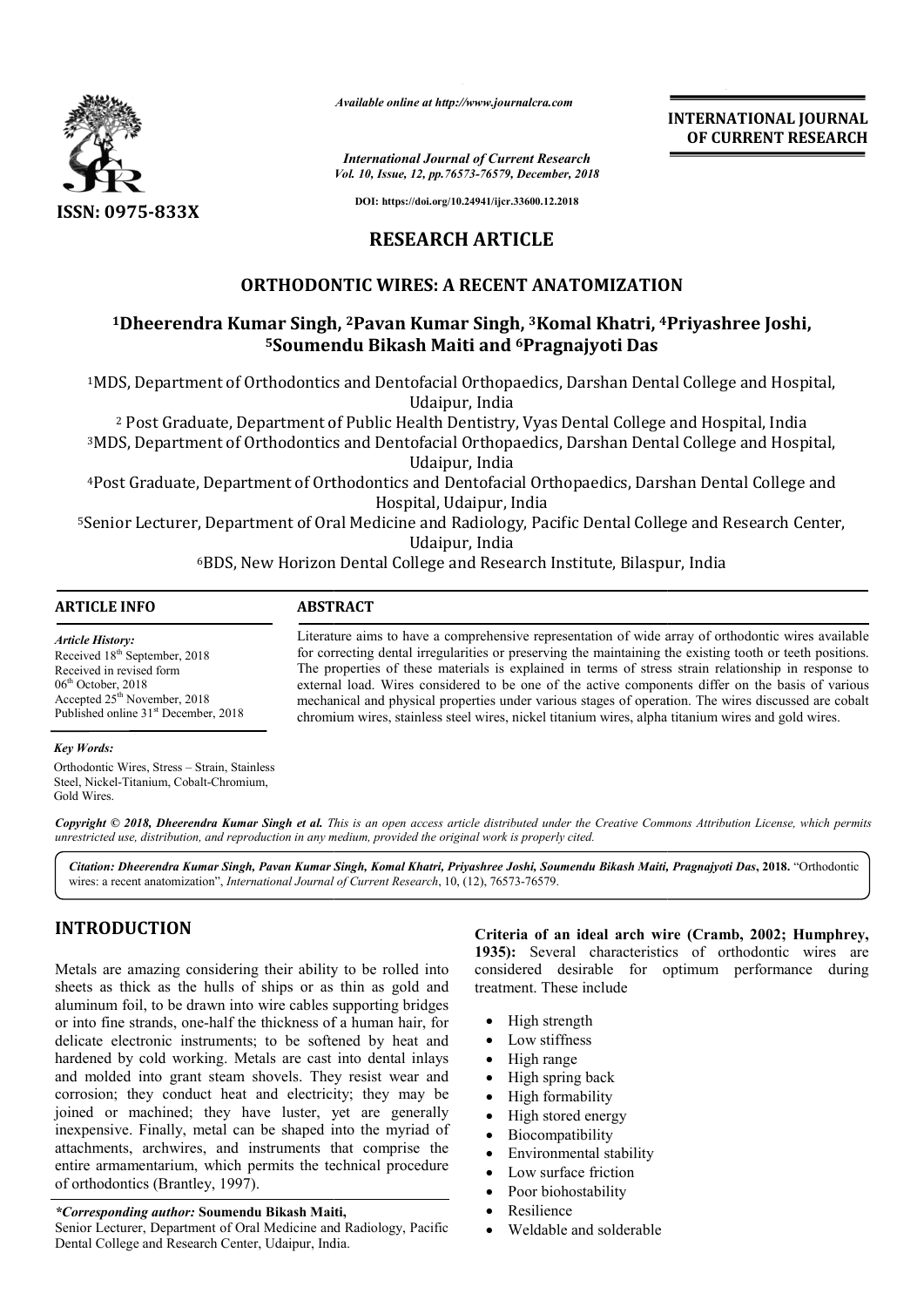*Available online at http://www.journalcra.com*

*International Journal of Current Research*
*Vol. 10, Issue, 12, pp.76573-76579, December, 2018*

**DOI: https://doi.org/10.24941/ijcr.33600.12.2018**

**INTERNATIONAL JOURNAL OF CURRENT RESEARCH**

**ISSN: 0975-833X**

## RESEARCH ARTICLE

# ORTHODONTIC WIRES: A RECENT ANATOMIZATION

**[1]Dheerendra Kumar Singh, [2]Pavan Kumar Singh, [3]Komal Khatri, [4]Priyashree Joshi, [5]Soumendu Bikash Maiti and [6]Pragnajyoti Das**

[1]MDS, Department of Orthodontics and Dentofacial Orthopaedics, Darshan Dental College and Hospital, Udaipur, India

[2] Post Graduate, Department of Public Health Dentistry, Vyas Dental College and Hospital, India

[3]MDS, Department of Orthodontics and Dentofacial Orthopaedics, Darshan Dental College and Hospital, Udaipur, India

[4]Post Graduate, Department of Orthodontics and Dentofacial Orthopaedics, Darshan Dental College and Hospital, Udaipur, India

[5]Senior Lecturer, Department of Oral Medicine and Radiology, Pacific Dental College and Research Center, Udaipur, India

[6]BDS, New Horizon Dental College and Research Institute, Bilaspur, India

### ARTICLE INFO

***Article History:***

Received 18th September, 2018
Received in revised form
06th October, 2018
Accepted 25th November, 2018
Published online 31st December, 2018

***Key Words:***

Orthodontic Wires, Stress – Strain, Stainless Steel, Nickel-Titanium, Cobalt-Chromium, Gold Wires.

### ABSTRACT

Literature aims to have a comprehensive representation of wide array of orthodontic wires available for correcting dental irregularities or preserving the maintaining the existing tooth or teeth positions. The properties of these materials is explained in terms of stress strain relationship in response to external load. Wires considered to be one of the active components differ on the basis of various mechanical and physical properties under various stages of operation. The wires discussed are cobalt chromium wires, stainless steel wires, nickel titanium wires, alpha titanium wires and gold wires.

***Copyright © 2018, Dheerendra Kumar Singh et al.*** *This is an open access article distributed under the Creative Commons Attribution License, which permits unrestricted use, distribution, and reproduction in any medium, provided the original work is properly cited.*

***Citation: Dheerendra Kumar Singh, Pavan Kumar Singh, Komal Khatri, Priyashree Joshi, Soumendu Bikash Maiti, Pragnajyoti Das*, 2018.** "Orthodontic wires: a recent anatomization", *International Journal of Current Research*, 10, (12), 76573-76579.

## INTRODUCTION

Metals are amazing considering their ability to be rolled into sheets as thick as the hulls of ships or as thin as gold and aluminum foil, to be drawn into wire cables supporting bridges or into fine strands, one-half the thickness of a human hair, for delicate electronic instruments; to be softened by heat and hardened by cold working. Metals are cast into dental inlays and molded into grant steam shovels. They resist wear and corrosion; they conduct heat and electricity; they may be joined or machined; they have luster, yet are generally inexpensive. Finally, metal can be shaped into the myriad of attachments, archwires, and instruments that comprise the entire armamentarium, which permits the technical procedure of orthodontics (Brantley, 1997).

***Corresponding author:*** **Soumendu Bikash Maiti,**
Senior Lecturer, Department of Oral Medicine and Radiology, Pacific Dental College and Research Center, Udaipur, India.

**Criteria of an ideal arch wire (Cramb, 2002; Humphrey, 1935):** Several characteristics of orthodontic wires are considered desirable for optimum performance during treatment. These include

- High strength
- Low stiffness
- High range
- High spring back
- High formability
- High stored energy
- Biocompatibility
- Environmental stability
- Low surface friction
- Poor biohostability
- Resilience
- Weldable and solderable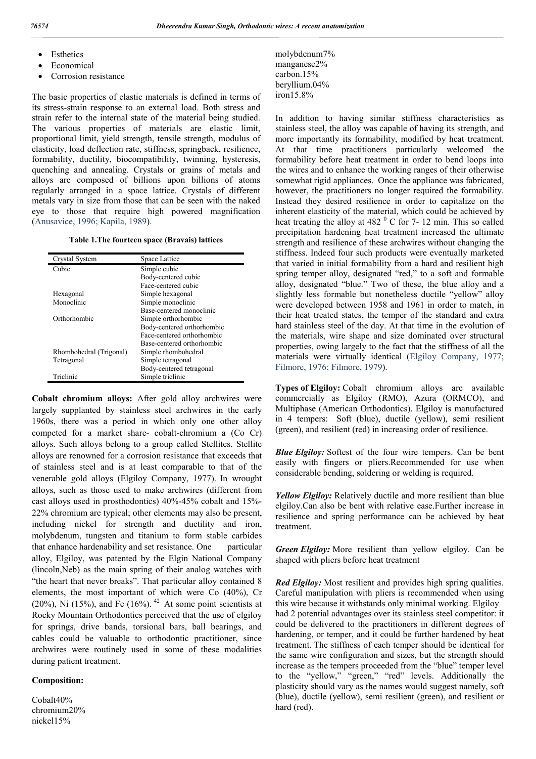- Esthetics
- Economical
- Corrosion resistance

The basic properties of elastic materials is defined in terms of its stress-strain response to an external load. Both stress and strain refer to the internal state of the material being studied. The various properties of materials are elastic limit, proportional limit, yield strength, tensile strength, modulus of elasticity, load deflection rate, stiffness, springback, resilience, formability, ductility, biocompatibility, twinning, hysteresis, quenching and annealing. Crystals or grains of metals and alloys are composed of billions upon billions of atoms regularly arranged in a space lattice. Crystals of different metals vary in size from those that can be seen with the naked eye to those that require high powered magnification (Anusavice, 1996; Kapila, 1989).

**Table 1.The fourteen space (Bravais) lattices**

| Crystal System | Space Lattice |
|---|---|
| Cubic | Simple cubic |
| | Body-centered cubic |
| | Face-centered cubic |
| Hexagonal | Simple hexagonal |
| Monoclinic | Simple monoclinic |
| | Base-centered monoclinic |
| Orthorhombic | Simple orthorhombic |
| | Body-centered orthorhombic |
| | Face-centered orthorhombic |
| | Base-centered orthorhombic |
| Rhombohedral (Trigonal) | Simple rhombohedral |
| Tetragonal | Simple tetragonal |
| | Body-centered tetragonal |
| Triclinic | Simple triclinic |

**Cobalt chromium alloys:** After gold alloy archwires were largely supplanted by stainless steel archwires in the early 1960s, there was a period in which only one other alloy competed for a market share- cobalt-chromium a (Co Cr) alloys. Such alloys belong to a group called Stellites. Stellite alloys are renowned for a corrosion resistance that exceeds that of stainless steel and is at least comparable to that of the venerable gold alloys (Elgiloy Company, 1977). In wrought alloys, such as those used to make archwires (different from cast alloys used in prosthodontics) 40%-45% cobalt and 15%-22% chromium are typical; other elements may also be present, including nickel for strength and ductility and iron, molybdenum, tungsten and titanium to form stable carbides that enhance hardenability and set resistance. One particular alloy, Elgiloy, was patented by the Elgin National Company (lincoln,Neb) as the main spring of their analog watches with "the heart that never breaks". That particular alloy contained 8 elements, the most important of which were Co (40%), Cr (20%), Ni (15%), and Fe (16%). [42] At some point scientists at Rocky Mountain Orthodontics perceived that the use of elgiloy for springs, drive bands, torsional bars, ball bearings, and cables could be valuable to orthodontic practitioner, since archwires were routinely used in some of these modalities during patient treatment.

**Composition:**

Cobalt40%
chromium20%
nickel15%
molybdenum7%
manganese2%
carbon.15%
beryllium.04%
iron15.8%

In addition to having similar stiffness characteristics as stainless steel, the alloy was capable of having its strength, and more importantly its formability, modified by heat treatment. At that time practitioners particularly welcomed the formability before heat treatment in order to bend loops into the wires and to enhance the working ranges of their otherwise somewhat rigid appliances. Once the appliance was fabricated, however, the practitioners no longer required the formability. Instead they desired resilience in order to capitalize on the inherent elasticity of the material, which could be achieved by heat treating the alloy at 482 $^{0}$ C for 7- 12 min. This so called precipitation hardening heat treatment increased the ultimate strength and resilience of these archwires without changing the stiffness. Indeed four such products were eventually marketed that varied in initial formability from a hard and resilient high spring temper alloy, designated "red," to a soft and formable alloy, designated "blue." Two of these, the blue alloy and a slightly less formable but nonetheless ductile "yellow" alloy were developed between 1958 and 1961 in order to match, in their heat treated states, the temper of the standard and extra hard stainless steel of the day. At that time in the evolution of the materials, wire shape and size dominated over structural properties, owing largely to the fact that the stiffness of all the materials were virtually identical (Elgiloy Company, 1977; Filmore, 1976; Filmore, 1979).

**Types of Elgiloy:** Cobalt chromium alloys are available commercially as Elgiloy (RMO), Azura (ORMCO), and Multiphase (American Orthodontics). Elgiloy is manufactured in 4 tempers: Soft (blue), ductile (yellow), semi resilient (green), and resilient (red) in increasing order of resilience.

***Blue Elgiloy:*** Softest of the four wire tempers. Can be bent easily with fingers or pliers.Recommended for use when considerable bending, soldering or welding is required.

***Yellow Elgiloy:*** Relatively ductile and more resilient than blue elgiloy.Can also be bent with relative ease.Further increase in resilience and spring performance can be achieved by heat treatment.

***Green Elgiloy:*** More resilient than yellow elgiloy. Can be shaped with pliers before heat treatment

***Red Elgiloy:*** Most resilient and provides high spring qualities. Careful manipulation with pliers is recommended when using this wire because it withstands only minimal working. Elgiloy had 2 potential advantages over its stainless steel competitor: it could be delivered to the practitioners in different degrees of hardening, or temper, and it could be further hardened by heat treatment. The stiffness of each temper should be identical for the same wire configuration and sizes, but the strength should increase as the tempers proceeded from the "blue" temper level to the "yellow," "green," "red" levels. Additionally the plasticity should vary as the names would suggest namely, soft (blue), ductile (yellow), semi resilient (green), and resilient or hard (red).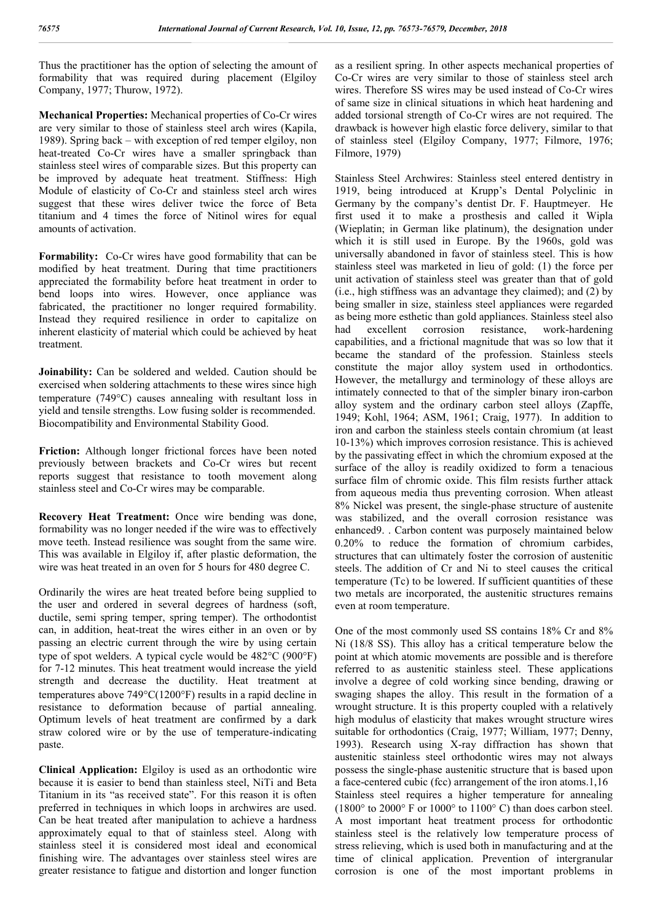Thus the practitioner has the option of selecting the amount of formability that was required during placement (Elgiloy Company, 1977; Thurow, 1972).

**Mechanical Properties:** Mechanical properties of Co-Cr wires are very similar to those of stainless steel arch wires (Kapila, 1989). Spring back – with exception of red temper elgiloy, non heat-treated Co-Cr wires have a smaller springback than stainless steel wires of comparable sizes. But this property can be improved by adequate heat treatment. Stiffness: High Module of elasticity of Co-Cr and stainless steel arch wires suggest that these wires deliver twice the force of Beta titanium and 4 times the force of Nitinol wires for equal amounts of activation.

**Formability:** Co-Cr wires have good formability that can be modified by heat treatment. During that time practitioners appreciated the formability before heat treatment in order to bend loops into wires. However, once appliance was fabricated, the practitioner no longer required formability. Instead they required resilience in order to capitalize on inherent elasticity of material which could be achieved by heat treatment.

**Joinability:** Can be soldered and welded. Caution should be exercised when soldering attachments to these wires since high temperature (749°C) causes annealing with resultant loss in yield and tensile strengths. Low fusing solder is recommended. Biocompatibility and Environmental Stability Good.

**Friction:** Although longer frictional forces have been noted previously between brackets and Co-Cr wires but recent reports suggest that resistance to tooth movement along stainless steel and Co-Cr wires may be comparable.

**Recovery Heat Treatment:** Once wire bending was done, formability was no longer needed if the wire was to effectively move teeth. Instead resilience was sought from the same wire. This was available in Elgiloy if, after plastic deformation, the wire was heat treated in an oven for 5 hours for 480 degree C.

Ordinarily the wires are heat treated before being supplied to the user and ordered in several degrees of hardness (soft, ductile, semi spring temper, spring temper). The orthodontist can, in addition, heat-treat the wires either in an oven or by passing an electric current through the wire by using certain type of spot welders. A typical cycle would be 482°C (900°F) for 7-12 minutes. This heat treatment would increase the yield strength and decrease the ductility. Heat treatment at temperatures above 749°C(1200°F) results in a rapid decline in resistance to deformation because of partial annealing. Optimum levels of heat treatment are confirmed by a dark straw colored wire or by the use of temperature-indicating paste.

**Clinical Application:** Elgiloy is used as an orthodontic wire because it is easier to bend than stainless steel, NiTi and Beta Titanium in its "as received state". For this reason it is often preferred in techniques in which loops in archwires are used. Can be heat treated after manipulation to achieve a hardness approximately equal to that of stainless steel. Along with stainless steel it is considered most ideal and economical finishing wire. The advantages over stainless steel wires are greater resistance to fatigue and distortion and longer function as a resilient spring. In other aspects mechanical properties of Co-Cr wires are very similar to those of stainless steel arch wires. Therefore SS wires may be used instead of Co-Cr wires of same size in clinical situations in which heat hardening and added torsional strength of Co-Cr wires are not required. The drawback is however high elastic force delivery, similar to that of stainless steel (Elgiloy Company, 1977; Filmore, 1976; Filmore, 1979)

Stainless Steel Archwires: Stainless steel entered dentistry in 1919, being introduced at Krupp's Dental Polyclinic in Germany by the company's dentist Dr. F. Hauptmeyer. He first used it to make a prosthesis and called it Wipla (Wieplatin; in German like platinum), the designation under which it is still used in Europe. By the 1960s, gold was universally abandoned in favor of stainless steel. This is how stainless steel was marketed in lieu of gold: (1) the force per unit activation of stainless steel was greater than that of gold (i.e., high stiffness was an advantage they claimed); and (2) by being smaller in size, stainless steel appliances were regarded as being more esthetic than gold appliances. Stainless steel also had excellent corrosion resistance, work-hardening capabilities, and a frictional magnitude that was so low that it became the standard of the profession. Stainless steels constitute the major alloy system used in orthodontics. However, the metallurgy and terminology of these alloys are intimately connected to that of the simpler binary iron-carbon alloy system and the ordinary carbon steel alloys (Zapffe, 1949; Kohl, 1964; ASM, 1961; Craig, 1977). In addition to iron and carbon the stainless steels contain chromium (at least 10-13%) which improves corrosion resistance. This is achieved by the passivating effect in which the chromium exposed at the surface of the alloy is readily oxidized to form a tenacious surface film of chromic oxide. This film resists further attack from aqueous media thus preventing corrosion. When atleast 8% Nickel was present, the single-phase structure of austenite was stabilized, and the overall corrosion resistance was enhanced9. . Carbon content was purposely maintained below 0.20% to reduce the formation of chromium carbides, structures that can ultimately foster the corrosion of austenitic steels. The addition of Cr and Ni to steel causes the critical temperature (Tc) to be lowered. If sufficient quantities of these two metals are incorporated, the austenitic structures remains even at room temperature.

One of the most commonly used SS contains 18% Cr and 8% Ni (18/8 SS). This alloy has a critical temperature below the point at which atomic movements are possible and is therefore referred to as austenitic stainless steel. These applications involve a degree of cold working since bending, drawing or swaging shapes the alloy. This result in the formation of a wrought structure. It is this property coupled with a relatively high modulus of elasticity that makes wrought structure wires suitable for orthodontics (Craig, 1977; William, 1977; Denny, 1993). Research using X-ray diffraction has shown that austenitic stainless steel orthodontic wires may not always possess the single-phase austenitic structure that is based upon a face-centered cubic (fcc) arrangement of the iron atoms.1,16 Stainless steel requires a higher temperature for annealing (1800° to 2000° F or 1000° to 1100° C) than does carbon steel. A most important heat treatment process for orthodontic stainless steel is the relatively low temperature process of stress relieving, which is used both in manufacturing and at the time of clinical application. Prevention of intergranular corrosion is one of the most important problems in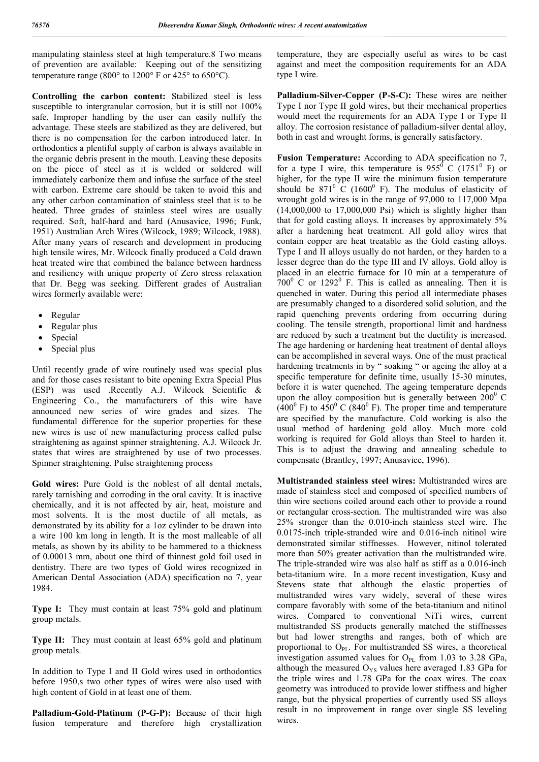manipulating stainless steel at high temperature.8 Two means of prevention are available: Keeping out of the sensitizing temperature range (800° to 1200° F or 425° to 650°C).

**Controlling the carbon content:** Stabilized steel is less susceptible to intergranular corrosion, but it is still not 100% safe. Improper handling by the user can easily nullify the advantage. These steels are stabilized as they are delivered, but there is no compensation for the carbon introduced later. In orthodontics a plentiful supply of carbon is always available in the organic debris present in the mouth. Leaving these deposits on the piece of steel as it is welded or soldered will immediately carbonize them and infuse the surface of the steel with carbon. Extreme care should be taken to avoid this and any other carbon contamination of stainless steel that is to be heated. Three grades of stainless steel wires are usually required. Soft, half-hard and hard (Anusavice, 1996; Funk, 1951) Australian Arch Wires (Wilcock, 1989; Wilcock, 1988). After many years of research and development in producing high tensile wires, Mr. Wilcock finally produced a Cold drawn heat treated wire that combined the balance between hardness and resiliency with unique property of Zero stress relaxation that Dr. Begg was seeking. Different grades of Australian wires formerly available were:

- Regular
- Regular plus
- Special
- Special plus

Until recently grade of wire routinely used was special plus and for those cases resistant to bite opening Extra Special Plus (ESP) was used .Recently A.J. Wilcock Scientific & Engineering Co., the manufacturers of this wire have announced new series of wire grades and sizes. The fundamental difference for the superior properties for these new wires is use of new manufacturing process called pulse straightening as against spinner straightening. A.J. Wilcock Jr. states that wires are straightened by use of two processes. Spinner straightening. Pulse straightening process

**Gold wires:** Pure Gold is the noblest of all dental metals, rarely tarnishing and corroding in the oral cavity. It is inactive chemically, and it is not affected by air, heat, moisture and most solvents. It is the most ductile of all metals, as demonstrated by its ability for a 1oz cylinder to be drawn into a wire 100 km long in length. It is the most malleable of all metals, as shown by its ability to be hammered to a thickness of 0.00013 mm, about one third of thinnest gold foil used in dentistry. There are two types of Gold wires recognized in American Dental Association (ADA) specification no 7, year 1984.

**Type I:** They must contain at least 75% gold and platinum group metals.

**Type II:** They must contain at least 65% gold and platinum group metals.

In addition to Type I and II Gold wires used in orthodontics before 1950,s two other types of wires were also used with high content of Gold in at least one of them.

**Palladium-Gold-Platinum (P-G-P):** Because of their high fusion temperature and therefore high crystallization temperature, they are especially useful as wires to be cast against and meet the composition requirements for an ADA type I wire.

**Palladium-Silver-Copper (P-S-C):** These wires are neither Type I nor Type II gold wires, but their mechanical properties would meet the requirements for an ADA Type I or Type II alloy. The corrosion resistance of palladium-silver dental alloy, both in cast and wrought forms, is generally satisfactory.

**Fusion Temperature:** According to ADA specification no 7, for a type I wire, this temperature is $955^0$ C ($1751^0$ F) or higher, for the type II wire the minimum fusion temperature should be $871^0$ C ($1600^0$ F). The modulus of elasticity of wrought gold wires is in the range of 97,000 to 117,000 Mpa (14,000,000 to 17,000,000 Psi) which is slightly higher than that for gold casting alloys. It increases by approximately 5% after a hardening heat treatment. All gold alloy wires that contain copper are heat treatable as the Gold casting alloys. Type I and II alloys usually do not harden, or they harden to a lesser degree than do the type III and IV alloys. Gold alloy is placed in an electric furnace for 10 min at a temperature of $700^0$ C or $1292^0$ F. This is called as annealing. Then it is quenched in water. During this period all intermediate phases are presumably changed to a disordered solid solution, and the rapid quenching prevents ordering from occurring during cooling. The tensile strength, proportional limit and hardness are reduced by such a treatment but the ductility is increased. The age hardening or hardening heat treatment of dental alloys can be accomplished in several ways. One of the must practical hardening treatments in by " soaking " or ageing the alloy at a specific temperature for definite time, usually 15-30 minutes, before it is water quenched. The ageing temperature depends upon the alloy composition but is generally between $200^0$ C ($400^0$ F) to $450^0$ C ($840^0$ F). The proper time and temperature are specified by the manufacture. Cold working is also the usual method of hardening gold alloy. Much more cold working is required for Gold alloys than Steel to harden it. This is to adjust the drawing and annealing schedule to compensate (Brantley, 1997; Anusavice, 1996).

**Multistranded stainless steel wires:** Multistranded wires are made of stainless steel and composed of specified numbers of thin wire sections coiled around each other to provide a round or rectangular cross-section. The multistranded wire was also 25% stronger than the 0.010-inch stainless steel wire. The 0.0175-inch triple-stranded wire and 0.016-inch nitinol wire demonstrated similar stiffnesses. However, nitinol tolerated more than 50% greater activation than the multistranded wire. The triple-stranded wire was also half as stiff as a 0.016-inch beta-titanium wire. In a more recent investigation, Kusy and Stevens state that although the elastic properties of multistranded wires vary widely, several of these wires compare favorably with some of the beta-titanium and nitinol wires. Compared to conventional NiTi wires, current multistranded SS products generally matched the stiffnesses but had lower strengths and ranges, both of which are proportional to $O_{PL}$. For multistranded SS wires, a theoretical investigation assumed values for $O_{PL}$ from 1.03 to 3.28 GPa, although the measured $O_{YS}$ values here averaged 1.83 GPa for the triple wires and 1.78 GPa for the coax wires. The coax geometry was introduced to provide lower stiffness and higher range, but the physical properties of currently used SS alloys result in no improvement in range over single SS leveling wires.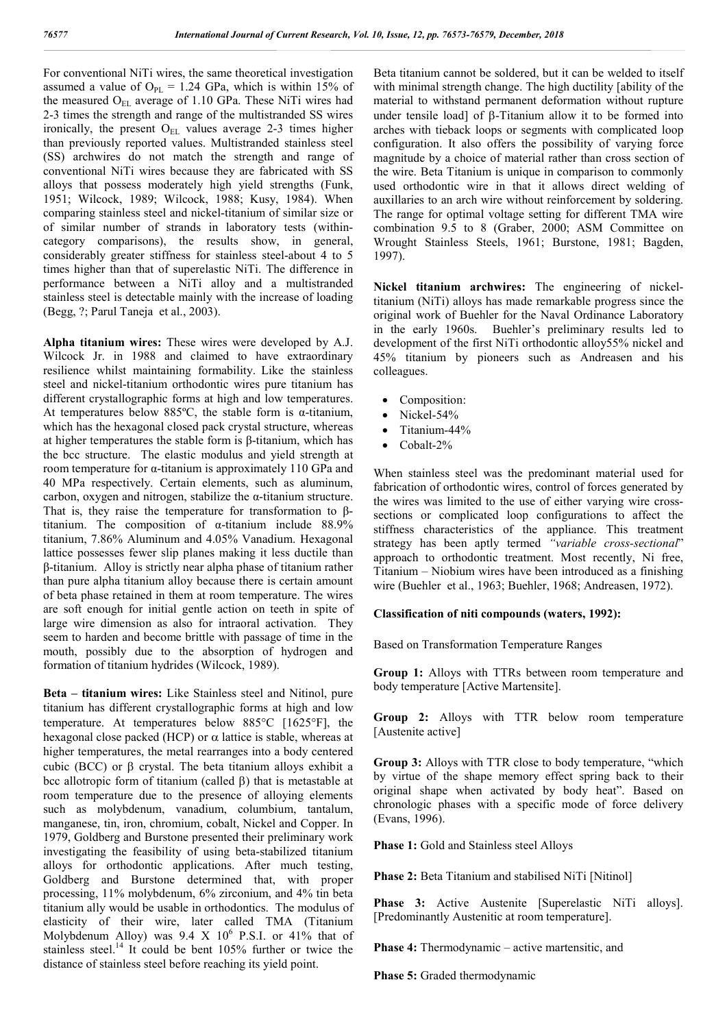For conventional NiTi wires, the same theoretical investigation assumed a value of $O_{PL}$ = 1.24 GPa, which is within 15% of the measured $O_{EL}$ average of 1.10 GPa. These NiTi wires had 2-3 times the strength and range of the multistranded SS wires ironically, the present $O_{EL}$ values average 2-3 times higher than previously reported values. Multistranded stainless steel (SS) archwires do not match the strength and range of conventional NiTi wires because they are fabricated with SS alloys that possess moderately high yield strengths (Funk, 1951; Wilcock, 1989; Wilcock, 1988; Kusy, 1984). When comparing stainless steel and nickel-titanium of similar size or of similar number of strands in laboratory tests (within-category comparisons), the results show, in general, considerably greater stiffness for stainless steel-about 4 to 5 times higher than that of superelastic NiTi. The difference in performance between a NiTi alloy and a multistranded stainless steel is detectable mainly with the increase of loading (Begg, ?; Parul Taneja et al., 2003).

**Alpha titanium wires:** These wires were developed by A.J. Wilcock Jr. in 1988 and claimed to have extraordinary resilience whilst maintaining formability. Like the stainless steel and nickel-titanium orthodontic wires pure titanium has different crystallographic forms at high and low temperatures. At temperatures below 885ºC, the stable form is α-titanium, which has the hexagonal closed pack crystal structure, whereas at higher temperatures the stable form is β-titanium, which has the bcc structure. The elastic modulus and yield strength at room temperature for α-titanium is approximately 110 GPa and 40 MPa respectively. Certain elements, such as aluminum, carbon, oxygen and nitrogen, stabilize the α-titanium structure. That is, they raise the temperature for transformation to β-titanium. The composition of α-titanium include 88.9% titanium, 7.86% Aluminum and 4.05% Vanadium. Hexagonal lattice possesses fewer slip planes making it less ductile than β-titanium. Alloy is strictly near alpha phase of titanium rather than pure alpha titanium alloy because there is certain amount of beta phase retained in them at room temperature. The wires are soft enough for initial gentle action on teeth in spite of large wire dimension as also for intraoral activation. They seem to harden and become brittle with passage of time in the mouth, possibly due to the absorption of hydrogen and formation of titanium hydrides (Wilcock, 1989).

**Beta – titanium wires:** Like Stainless steel and Nitinol, pure titanium has different crystallographic forms at high and low temperature. At temperatures below 885°C [1625°F], the hexagonal close packed (HCP) or α lattice is stable, whereas at higher temperatures, the metal rearranges into a body centered cubic (BCC) or β crystal. The beta titanium alloys exhibit a bcc allotropic form of titanium (called β) that is metastable at room temperature due to the presence of alloying elements such as molybdenum, vanadium, columbium, tantalum, manganese, tin, iron, chromium, cobalt, Nickel and Copper. In 1979, Goldberg and Burstone presented their preliminary work investigating the feasibility of using beta-stabilized titanium alloys for orthodontic applications. After much testing, Goldberg and Burstone determined that, with proper processing, 11% molybdenum, 6% zirconium, and 4% tin beta titanium ally would be usable in orthodontics. The modulus of elasticity of their wire, later called TMA (Titanium Molybdenum Alloy) was 9.4 X $10^6$ P.S.I. or 41% that of stainless steel.[14] It could be bent 105% further or twice the distance of stainless steel before reaching its yield point.

Beta titanium cannot be soldered, but it can be welded to itself with minimal strength change. The high ductility [ability of the material to withstand permanent deformation without rupture under tensile load] of β-Titanium allow it to be formed into arches with tieback loops or segments with complicated loop configuration. It also offers the possibility of varying force magnitude by a choice of material rather than cross section of the wire. Beta Titanium is unique in comparison to commonly used orthodontic wire in that it allows direct welding of auxillaries to an arch wire without reinforcement by soldering. The range for optimal voltage setting for different TMA wire combination 9.5 to 8 (Graber, 2000; ASM Committee on Wrought Stainless Steels, 1961; Burstone, 1981; Bagden, 1997).

**Nickel titanium archwires:** The engineering of nickel-titanium (NiTi) alloys has made remarkable progress since the original work of Buehler for the Naval Ordinance Laboratory in the early 1960s. Buehler's preliminary results led to development of the first NiTi orthodontic alloy55% nickel and 45% titanium by pioneers such as Andreasen and his colleagues.

- Composition:
- Nickel-54%
- Titanium-44%
- Cobalt-2%

When stainless steel was the predominant material used for fabrication of orthodontic wires, control of forces generated by the wires was limited to the use of either varying wire cross-sections or complicated loop configurations to affect the stiffness characteristics of the appliance. This treatment strategy has been aptly termed *"variable cross-sectional"* approach to orthodontic treatment. Most recently, Ni free, Titanium – Niobium wires have been introduced as a finishing wire (Buehler et al., 1963; Buehler, 1968; Andreasen, 1972).

**Classification of niti compounds (waters, 1992):**

Based on Transformation Temperature Ranges

**Group 1:** Alloys with TTRs between room temperature and body temperature [Active Martensite].

**Group 2:** Alloys with TTR below room temperature [Austenite active]

**Group 3:** Alloys with TTR close to body temperature, "which by virtue of the shape memory effect spring back to their original shape when activated by body heat". Based on chronologic phases with a specific mode of force delivery (Evans, 1996).

**Phase 1:** Gold and Stainless steel Alloys

**Phase 2:** Beta Titanium and stabilised NiTi [Nitinol]

**Phase 3:** Active Austenite [Superelastic NiTi alloys]. [Predominantly Austenitic at room temperature].

**Phase 4:** Thermodynamic – active martensitic, and

**Phase 5:** Graded thermodynamic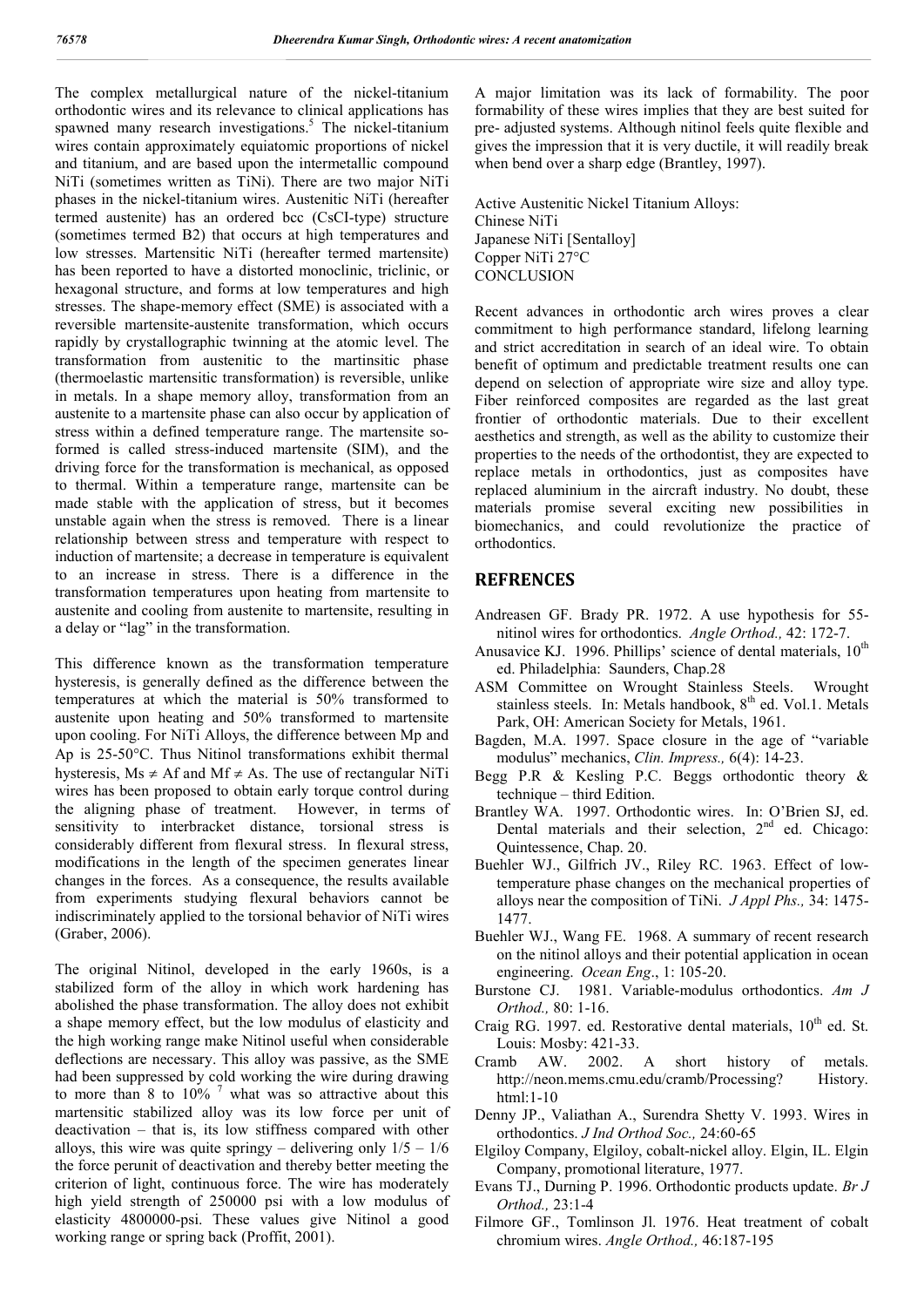The complex metallurgical nature of the nickel-titanium orthodontic wires and its relevance to clinical applications has spawned many research investigations.[5] The nickel-titanium wires contain approximately equiatomic proportions of nickel and titanium, and are based upon the intermetallic compound NiTi (sometimes written as TiNi). There are two major NiTi phases in the nickel-titanium wires. Austenitic NiTi (hereafter termed austenite) has an ordered bcc (CsCI-type) structure (sometimes termed B2) that occurs at high temperatures and low stresses. Martensitic NiTi (hereafter termed martensite) has been reported to have a distorted monoclinic, triclinic, or hexagonal structure, and forms at low temperatures and high stresses. The shape-memory effect (SME) is associated with a reversible martensite-austenite transformation, which occurs rapidly by crystallographic twinning at the atomic level. The transformation from austenitic to the martinsitic phase (thermoelastic martensitic transformation) is reversible, unlike in metals. In a shape memory alloy, transformation from an austenite to a martensite phase can also occur by application of stress within a defined temperature range. The martensite so-formed is called stress-induced martensite (SIM), and the driving force for the transformation is mechanical, as opposed to thermal. Within a temperature range, martensite can be made stable with the application of stress, but it becomes unstable again when the stress is removed. There is a linear relationship between stress and temperature with respect to induction of martensite; a decrease in temperature is equivalent to an increase in stress. There is a difference in the transformation temperatures upon heating from martensite to austenite and cooling from austenite to martensite, resulting in a delay or "lag" in the transformation.

This difference known as the transformation temperature hysteresis, is generally defined as the difference between the temperatures at which the material is 50% transformed to austenite upon heating and 50% transformed to martensite upon cooling. For NiTi Alloys, the difference between Mp and Ap is 25-50°C. Thus Nitinol transformations exhibit thermal hysteresis, $M_s \neq A_f$ and $M_f \neq A_s$. The use of rectangular NiTi wires has been proposed to obtain early torque control during the aligning phase of treatment. However, in terms of sensitivity to interbracket distance, torsional stress is considerably different from flexural stress. In flexural stress, modifications in the length of the specimen generates linear changes in the forces. As a consequence, the results available from experiments studying flexural behaviors cannot be indiscriminately applied to the torsional behavior of NiTi wires (Graber, 2006).

The original Nitinol, developed in the early 1960s, is a stabilized form of the alloy in which work hardening has abolished the phase transformation. The alloy does not exhibit a shape memory effect, but the low modulus of elasticity and the high working range make Nitinol useful when considerable deflections are necessary. This alloy was passive, as the SME had been suppressed by cold working the wire during drawing to more than 8 to 10% [7] what was so attractive about this martensitic stabilized alloy was its low force per unit of deactivation – that is, its low stiffness compared with other alloys, this wire was quite springy – delivering only 1/5 – 1/6 the force perunit of deactivation and thereby better meeting the criterion of light, continuous force. The wire has moderately high yield strength of 250000 psi with a low modulus of elasticity 4800000-psi. These values give Nitinol a good working range or spring back (Proffit, 2001).

A major limitation was its lack of formability. The poor formability of these wires implies that they are best suited for pre- adjusted systems. Although nitinol feels quite flexible and gives the impression that it is very ductile, it will readily break when bend over a sharp edge (Brantley, 1997).

Active Austenitic Nickel Titanium Alloys:
Chinese NiTi
Japanese NiTi [Sentalloy]
Copper NiTi 27°C

## CONCLUSION

Recent advances in orthodontic arch wires proves a clear commitment to high performance standard, lifelong learning and strict accreditation in search of an ideal wire. To obtain benefit of optimum and predictable treatment results one can depend on selection of appropriate wire size and alloy type. Fiber reinforced composites are regarded as the last great frontier of orthodontic materials. Due to their excellent aesthetics and strength, as well as the ability to customize their properties to the needs of the orthodontist, they are expected to replace metals in orthodontics, just as composites have replaced aluminium in the aircraft industry. No doubt, these materials promise several exciting new possibilities in biomechanics, and could revolutionize the practice of orthodontics.

## REFRENCES

- Andreasen GF. Brady PR. 1972. A use hypothesis for 55-nitinol wires for orthodontics. *Angle Orthod.,* 42: 172-7.
- Anusavice KJ. 1996. Phillips' science of dental materials, 10th ed. Philadelphia: Saunders, Chap.28
- ASM Committee on Wrought Stainless Steels. Wrought stainless steels. In: Metals handbook, 8th ed. Vol.1. Metals Park, OH: American Society for Metals, 1961.
- Bagden, M.A. 1997. Space closure in the age of "variable modulus" mechanics, *Clin. Impress.,* 6(4): 14-23.
- Begg P.R & Kesling P.C. Beggs orthodontic theory & technique – third Edition.
- Brantley WA. 1997. Orthodontic wires. In: O'Brien SJ, ed. Dental materials and their selection, 2nd ed. Chicago: Quintessence, Chap. 20.
- Buehler WJ., Gilfrich JV., Riley RC. 1963. Effect of low-temperature phase changes on the mechanical properties of alloys near the composition of TiNi. *J Appl Phs.,* 34: 1475-1477.
- Buehler WJ., Wang FE. 1968. A summary of recent research on the nitinol alloys and their potential application in ocean engineering. *Ocean Eng*., 1: 105-20.
- Burstone CJ. 1981. Variable-modulus orthodontics. *Am J Orthod.,* 80: 1-16.
- Craig RG. 1997. ed. Restorative dental materials, 10th ed. St. Louis: Mosby: 421-33.
- Cramb AW. 2002. A short history of metals. http://neon.mems.cmu.edu/cramb/Processing? History. html:1-10
- Denny JP., Valiathan A., Surendra Shetty V. 1993. Wires in orthodontics. *J Ind Orthod Soc.,* 24:60-65
- Elgiloy Company, Elgiloy, cobalt-nickel alloy. Elgin, IL. Elgin Company, promotional literature, 1977.
- Evans TJ., Durning P. 1996. Orthodontic products update. *Br J Orthod.,* 23:1-4
- Filmore GF., Tomlinson Jl. 1976. Heat treatment of cobalt chromium wires. *Angle Orthod.,* 46:187-195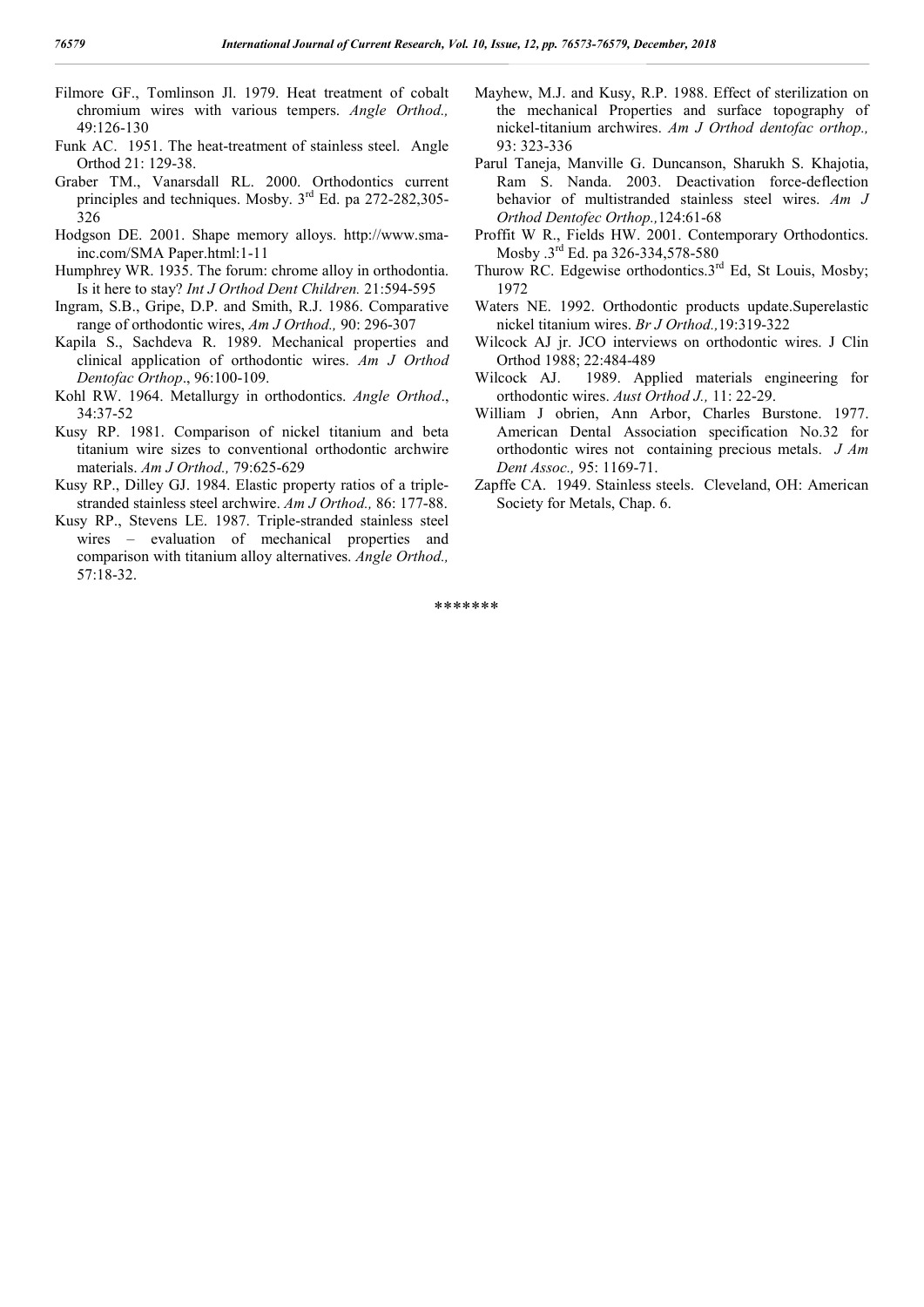Filmore GF., Tomlinson Jl. 1979. Heat treatment of cobalt chromium wires with various tempers. *Angle Orthod.,* 49:126-130

Funk AC. 1951. The heat-treatment of stainless steel. Angle Orthod 21: 129-38.

Graber TM., Vanarsdall RL. 2000. Orthodontics current principles and techniques. Mosby. 3rd Ed. pa 272-282,305-326

Hodgson DE. 2001. Shape memory alloys. http://www.sma-inc.com/SMA Paper.html:1-11

Humphrey WR. 1935. The forum: chrome alloy in orthodontia. Is it here to stay? *Int J Orthod Dent Children.* 21:594-595

Ingram, S.B., Gripe, D.P. and Smith, R.J. 1986. Comparative range of orthodontic wires, *Am J Orthod.,* 90: 296-307

Kapila S., Sachdeva R. 1989. Mechanical properties and clinical application of orthodontic wires. *Am J Orthod Dentofac Orthop*., 96:100-109.

Kohl RW. 1964. Metallurgy in orthodontics. *Angle Orthod*., 34:37-52

Kusy RP. 1981. Comparison of nickel titanium and beta titanium wire sizes to conventional orthodontic archwire materials. *Am J Orthod.,* 79:625-629

Kusy RP., Dilley GJ. 1984. Elastic property ratios of a triple-stranded stainless steel archwire. *Am J Orthod.,* 86: 177-88.

Kusy RP., Stevens LE. 1987. Triple-stranded stainless steel wires – evaluation of mechanical properties and comparison with titanium alloy alternatives. *Angle Orthod.,* 57:18-32.

Mayhew, M.J. and Kusy, R.P. 1988. Effect of sterilization on the mechanical Properties and surface topography of nickel-titanium archwires. *Am J Orthod dentofac orthop.,* 93: 323-336

Parul Taneja, Manville G. Duncanson, Sharukh S. Khajotia, Ram S. Nanda. 2003. Deactivation force-deflection behavior of multistranded stainless steel wires. *Am J Orthod Dentofec Orthop.,*124:61-68

Proffit W R., Fields HW. 2001. Contemporary Orthodontics. Mosby .3rd Ed. pa 326-334,578-580

Thurow RC. Edgewise orthodontics.3rd Ed, St Louis, Mosby; 1972

Waters NE. 1992. Orthodontic products update.Superelastic nickel titanium wires. *Br J Orthod.,*19:319-322

Wilcock AJ jr. JCO interviews on orthodontic wires. J Clin Orthod 1988; 22:484-489

Wilcock AJ. 1989. Applied materials engineering for orthodontic wires. *Aust Orthod J.,* 11: 22-29.

William J obrien, Ann Arbor, Charles Burstone. 1977. American Dental Association specification No.32 for orthodontic wires not containing precious metals. *J Am Dent Assoc.,* 95: 1169-71.

Zapffe CA. 1949. Stainless steels. Cleveland, OH: American Society for Metals, Chap. 6.

*******